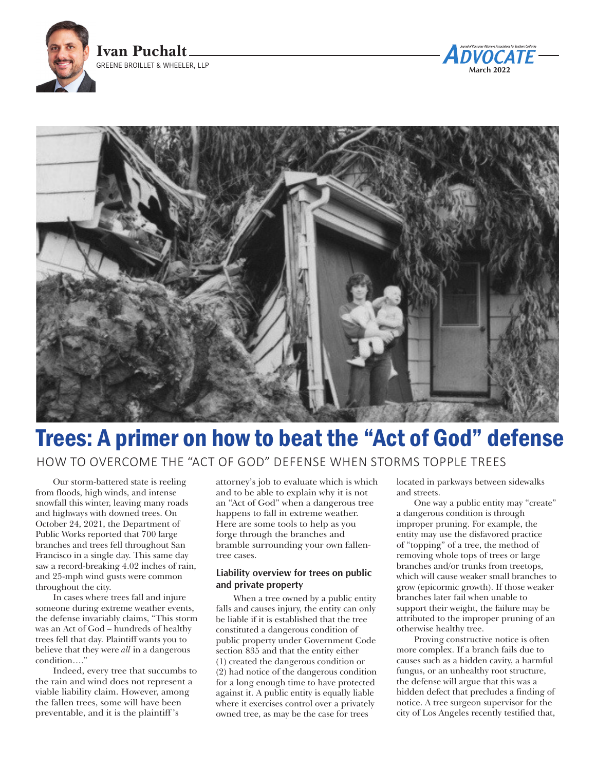Ivan Puchalt

GREENE BROILLET & WHEELER, LLP

# Trees: A primer on how to beat the "Act of God" defense

## HOW TO OVERCOME THE "ACT OF GOD" DEFENSE WHEN STORMS TOPPLE TREES

Our storm-battered state is reeling from floods, high winds, and intense snowfall this winter, leaving many roads and highways with downed trees. On October 24, 2021, the Department of Public Works reported that 700 large branches and trees fell throughout San Francisco in a single day. This same day saw a record-breaking 4.02 inches of rain, and 25-mph wind gusts were common throughout the city.

In cases where trees fall and injure someone during extreme weather events, the defense invariably claims, "This storm was an Act of God – hundreds of healthy trees fell that day. Plaintiff wants you to believe that they were *all* in a dangerous condition…."

Indeed, every tree that succumbs to the rain and wind does not represent a viable liability claim. However, among the fallen trees, some will have been preventable, and it is the plaintiff's attorney's job to evaluate which is which and to be able to explain why it is not an "Act of God" when a dangerous tree happens to fall in extreme weather. Here are some tools to help as you forge through the branches and bramble surrounding your own fallen-tree cases.

### Liability overview for trees on public and private property

When a tree owned by a public entity falls and causes injury, the entity can only be liable if it is established that the tree constituted a dangerous condition of public property under Government Code section 835 and that the entity either (1) created the dangerous condition or (2) had notice of the dangerous condition for a long enough time to have protected against it. A public entity is equally liable where it exercises control over a privately owned tree, as may be the case for trees located in parkways between sidewalks and streets.

One way a public entity may "create" a dangerous condition is through improper pruning. For example, the entity may use the disfavored practice of "topping" of a tree, the method of removing whole tops of trees or large branches and/or trunks from treetops, which will cause weaker small branches to grow (epicormic growth). If those weaker branches later fail when unable to support their weight, the failure may be attributed to the improper pruning of an otherwise healthy tree.

Proving constructive notice is often more complex. If a branch fails due to causes such as a hidden cavity, a harmful fungus, or an unhealthy root structure, the defense will argue that this was a hidden defect that precludes a finding of notice. A tree surgeon supervisor for the city of Los Angeles recently testified that,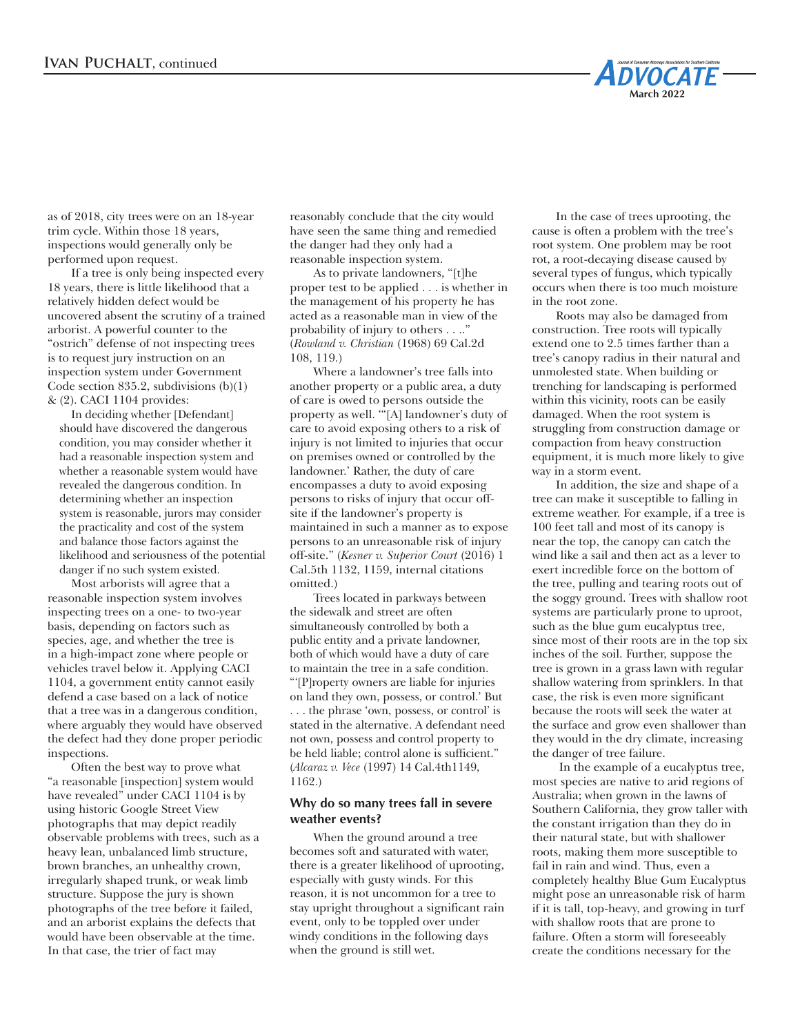as of 2018, city trees were on an 18-year trim cycle. Within those 18 years, inspections would generally only be performed upon request.

If a tree is only being inspected every 18 years, there is little likelihood that a relatively hidden defect would be uncovered absent the scrutiny of a trained arborist. A powerful counter to the "ostrich" defense of not inspecting trees is to request jury instruction on an inspection system under Government Code section 835.2, subdivisions (b)(1) & (2). CACI 1104 provides:

> In deciding whether [Defendant] should have discovered the dangerous condition, you may consider whether it had a reasonable inspection system and whether a reasonable system would have revealed the dangerous condition. In determining whether an inspection system is reasonable, jurors may consider the practicality and cost of the system and balance those factors against the likelihood and seriousness of the potential danger if no such system existed.

Most arborists will agree that a reasonable inspection system involves inspecting trees on a one- to two-year basis, depending on factors such as species, age, and whether the tree is in a high-impact zone where people or vehicles travel below it. Applying CACI 1104, a government entity cannot easily defend a case based on a lack of notice that a tree was in a dangerous condition, where arguably they would have observed the defect had they done proper periodic inspections.

Often the best way to prove what "a reasonable [inspection] system would have revealed" under CACI 1104 is by using historic Google Street View photographs that may depict readily observable problems with trees, such as a heavy lean, unbalanced limb structure, brown branches, an unhealthy crown, irregularly shaped trunk, or weak limb structure. Suppose the jury is shown photographs of the tree before it failed, and an arborist explains the defects that would have been observable at the time. In that case, the trier of fact may reasonably conclude that the city would have seen the same thing and remedied the danger had they only had a reasonable inspection system.

As to private landowners, "[t]he proper test to be applied . . . is whether in the management of his property he has acted as a reasonable man in view of the probability of injury to others . . .." (*Rowland v. Christian* (1968) 69 Cal.2d 108, 119.)

Where a landowner's tree falls into another property or a public area, a duty of care is owed to persons outside the property as well. "'[A] landowner's duty of care to avoid exposing others to a risk of injury is not limited to injuries that occur on premises owned or controlled by the landowner.' Rather, the duty of care encompasses a duty to avoid exposing persons to risks of injury that occur off-site if the landowner's property is maintained in such a manner as to expose persons to an unreasonable risk of injury off-site." (*Kesner v. Superior Court* (2016) 1 Cal.5th 1132, 1159, internal citations omitted.)

Trees located in parkways between the sidewalk and street are often simultaneously controlled by both a public entity and a private landowner, both of which would have a duty of care to maintain the tree in a safe condition. "'[P]roperty owners are liable for injuries on land they own, possess, or control.' But . . . the phrase 'own, possess, or control' is stated in the alternative. A defendant need not own, possess and control property to be held liable; control alone is sufficient." (*Alcaraz v. Vece* (1997) 14 Cal.4th1149, 1162.)

### Why do so many trees fall in severe weather events?

When the ground around a tree becomes soft and saturated with water, there is a greater likelihood of uprooting, especially with gusty winds. For this reason, it is not uncommon for a tree to stay upright throughout a significant rain event, only to be toppled over under windy conditions in the following days when the ground is still wet.

In the case of trees uprooting, the cause is often a problem with the tree's root system. One problem may be root rot, a root-decaying disease caused by several types of fungus, which typically occurs when there is too much moisture in the root zone.

Roots may also be damaged from construction. Tree roots will typically extend one to 2.5 times farther than a tree's canopy radius in their natural and unmolested state. When building or trenching for landscaping is performed within this vicinity, roots can be easily damaged. When the root system is struggling from construction damage or compaction from heavy construction equipment, it is much more likely to give way in a storm event.

In addition, the size and shape of a tree can make it susceptible to falling in extreme weather. For example, if a tree is 100 feet tall and most of its canopy is near the top, the canopy can catch the wind like a sail and then act as a lever to exert incredible force on the bottom of the tree, pulling and tearing roots out of the soggy ground. Trees with shallow root systems are particularly prone to uproot, such as the blue gum eucalyptus tree, since most of their roots are in the top six inches of the soil. Further, suppose the tree is grown in a grass lawn with regular shallow watering from sprinklers. In that case, the risk is even more significant because the roots will seek the water at the surface and grow even shallower than they would in the dry climate, increasing the danger of tree failure.

In the example of a eucalyptus tree, most species are native to arid regions of Australia; when grown in the lawns of Southern California, they grow taller with the constant irrigation than they do in their natural state, but with shallower roots, making them more susceptible to fail in rain and wind. Thus, even a completely healthy Blue Gum Eucalyptus might pose an unreasonable risk of harm if it is tall, top-heavy, and growing in turf with shallow roots that are prone to failure. Often a storm will foreseeably create the conditions necessary for the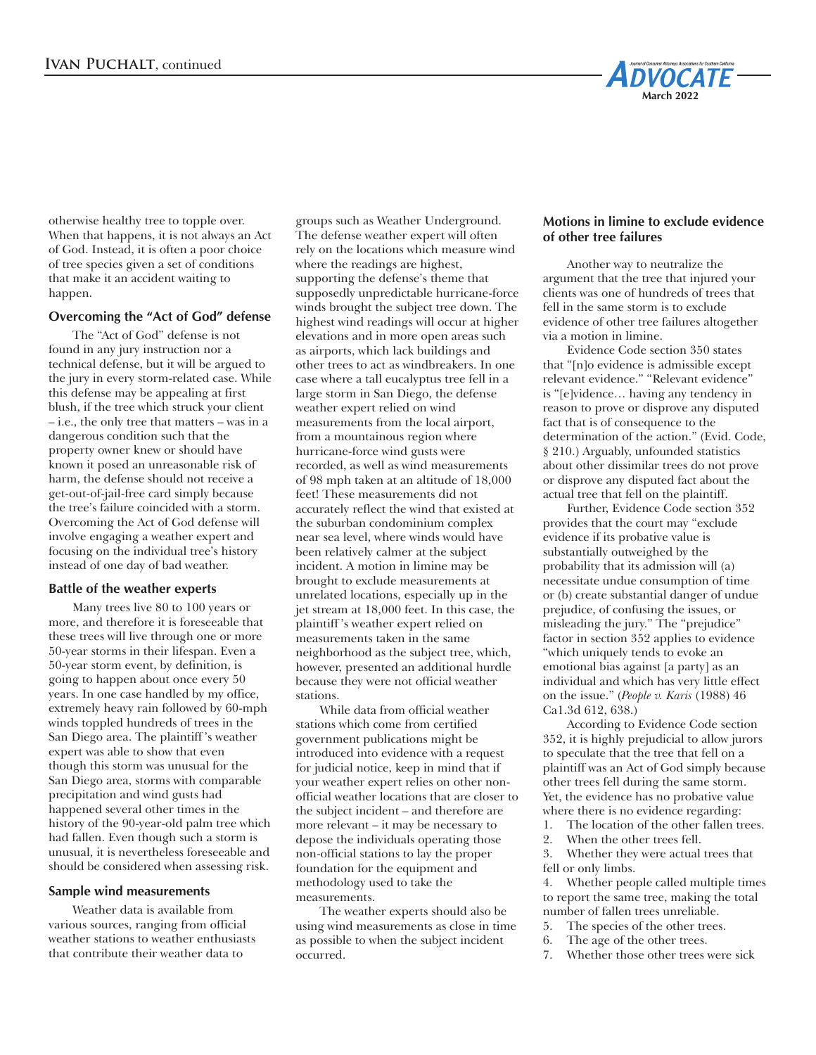otherwise healthy tree to topple over. When that happens, it is not always an Act of God. Instead, it is often a poor choice of tree species given a set of conditions that make it an accident waiting to happen.

### Overcoming the "Act of God" defense

The "Act of God" defense is not found in any jury instruction nor a technical defense, but it will be argued to the jury in every storm-related case. While this defense may be appealing at first blush, if the tree which struck your client – i.e., the only tree that matters – was in a dangerous condition such that the property owner knew or should have known it posed an unreasonable risk of harm, the defense should not receive a get-out-of-jail-free card simply because the tree's failure coincided with a storm. Overcoming the Act of God defense will involve engaging a weather expert and focusing on the individual tree's history instead of one day of bad weather.

### Battle of the weather experts

Many trees live 80 to 100 years or more, and therefore it is foreseeable that these trees will live through one or more 50-year storms in their lifespan. Even a 50-year storm event, by definition, is going to happen about once every 50 years. In one case handled by my office, extremely heavy rain followed by 60-mph winds toppled hundreds of trees in the San Diego area. The plaintiff's weather expert was able to show that even though this storm was unusual for the San Diego area, storms with comparable precipitation and wind gusts had happened several other times in the history of the 90-year-old palm tree which had fallen. Even though such a storm is unusual, it is nevertheless foreseeable and should be considered when assessing risk.

### Sample wind measurements

Weather data is available from various sources, ranging from official weather stations to weather enthusiasts that contribute their weather data to groups such as Weather Underground. The defense weather expert will often rely on the locations which measure wind where the readings are highest, supporting the defense's theme that supposedly unpredictable hurricane-force winds brought the subject tree down. The highest wind readings will occur at higher elevations and in more open areas such as airports, which lack buildings and other trees to act as windbreakers. In one case where a tall eucalyptus tree fell in a large storm in San Diego, the defense weather expert relied on wind measurements from the local airport, from a mountainous region where hurricane-force wind gusts were recorded, as well as wind measurements of 98 mph taken at an altitude of 18,000 feet! These measurements did not accurately reflect the wind that existed at the suburban condominium complex near sea level, where winds would have been relatively calmer at the subject incident. A motion in limine may be brought to exclude measurements at unrelated locations, especially up in the jet stream at 18,000 feet. In this case, the plaintiff's weather expert relied on measurements taken in the same neighborhood as the subject tree, which, however, presented an additional hurdle because they were not official weather stations.

While data from official weather stations which come from certified government publications might be introduced into evidence with a request for judicial notice, keep in mind that if your weather expert relies on other non-official weather locations that are closer to the subject incident – and therefore are more relevant – it may be necessary to depose the individuals operating those non-official stations to lay the proper foundation for the equipment and methodology used to take the measurements.

The weather experts should also be using wind measurements as close in time as possible to when the subject incident occurred.

### Motions in limine to exclude evidence of other tree failures

Another way to neutralize the argument that the tree that injured your clients was one of hundreds of trees that fell in the same storm is to exclude evidence of other tree failures altogether via a motion in limine.

Evidence Code section 350 states that "[n]o evidence is admissible except relevant evidence." "Relevant evidence" is "[e]vidence… having any tendency in reason to prove or disprove any disputed fact that is of consequence to the determination of the action." (Evid. Code, § 210.) Arguably, unfounded statistics about other dissimilar trees do not prove or disprove any disputed fact about the actual tree that fell on the plaintiff.

Further, Evidence Code section 352 provides that the court may "exclude evidence if its probative value is substantially outweighed by the probability that its admission will (a) necessitate undue consumption of time or (b) create substantial danger of undue prejudice, of confusing the issues, or misleading the jury." The "prejudice" factor in section 352 applies to evidence "which uniquely tends to evoke an emotional bias against [a party] as an individual and which has very little effect on the issue." (*People v. Karis* (1988) 46 Ca1.3d 612, 638.)

According to Evidence Code section 352, it is highly prejudicial to allow jurors to speculate that the tree that fell on a plaintiff was an Act of God simply because other trees fell during the same storm. Yet, the evidence has no probative value where there is no evidence regarding:

1. The location of the other fallen trees.
2. When the other trees fell.
3. Whether they were actual trees that fell or only limbs.
4. Whether people called multiple times to report the same tree, making the total number of fallen trees unreliable.
5. The species of the other trees.
6. The age of the other trees.
7. Whether those other trees were sick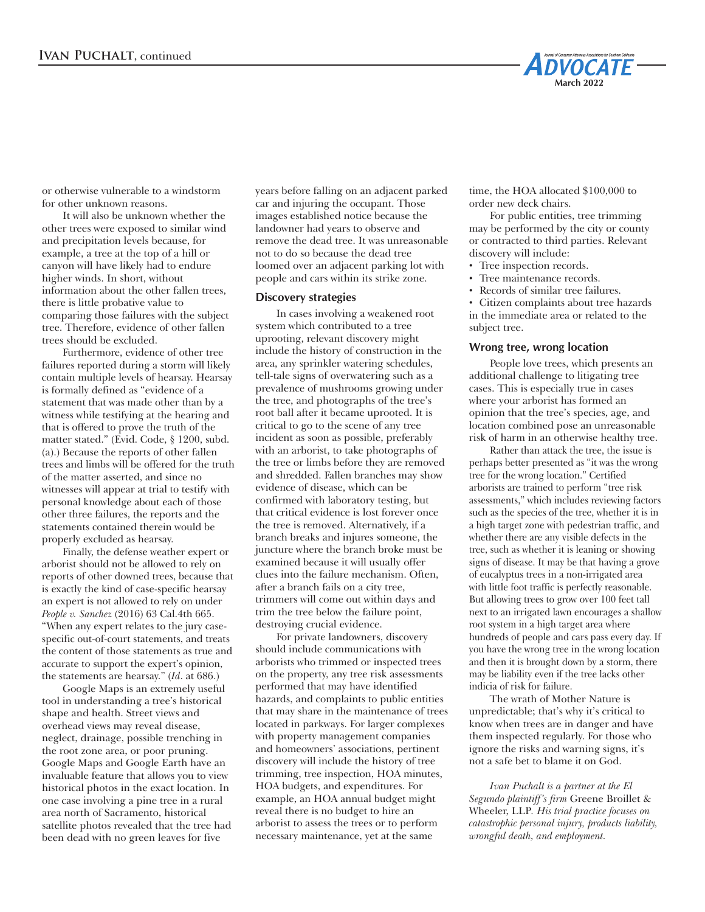or otherwise vulnerable to a windstorm for other unknown reasons.

It will also be unknown whether the other trees were exposed to similar wind and precipitation levels because, for example, a tree at the top of a hill or canyon will have likely had to endure higher winds. In short, without information about the other fallen trees, there is little probative value to comparing those failures with the subject tree. Therefore, evidence of other fallen trees should be excluded.

Furthermore, evidence of other tree failures reported during a storm will likely contain multiple levels of hearsay. Hearsay is formally defined as "evidence of a statement that was made other than by a witness while testifying at the hearing and that is offered to prove the truth of the matter stated." (Evid. Code, § 1200, subd. (a).) Because the reports of other fallen trees and limbs will be offered for the truth of the matter asserted, and since no witnesses will appear at trial to testify with personal knowledge about each of those other three failures, the reports and the statements contained therein would be properly excluded as hearsay.

Finally, the defense weather expert or arborist should not be allowed to rely on reports of other downed trees, because that is exactly the kind of case-specific hearsay an expert is not allowed to rely on under *People v. Sanchez* (2016) 63 Cal.4th 665. "When any expert relates to the jury case-specific out-of-court statements, and treats the content of those statements as true and accurate to support the expert's opinion, the statements are hearsay." (*Id*. at 686.)

Google Maps is an extremely useful tool in understanding a tree's historical shape and health. Street views and overhead views may reveal disease, neglect, drainage, possible trenching in the root zone area, or poor pruning. Google Maps and Google Earth have an invaluable feature that allows you to view historical photos in the exact location. In one case involving a pine tree in a rural area north of Sacramento, historical satellite photos revealed that the tree had been dead with no green leaves for five years before falling on an adjacent parked car and injuring the occupant. Those images established notice because the landowner had years to observe and remove the dead tree. It was unreasonable not to do so because the dead tree loomed over an adjacent parking lot with people and cars within its strike zone.

### Discovery strategies

In cases involving a weakened root system which contributed to a tree uprooting, relevant discovery might include the history of construction in the area, any sprinkler watering schedules, tell-tale signs of overwatering such as a prevalence of mushrooms growing under the tree, and photographs of the tree's root ball after it became uprooted. It is critical to go to the scene of any tree incident as soon as possible, preferably with an arborist, to take photographs of the tree or limbs before they are removed and shredded. Fallen branches may show evidence of disease, which can be confirmed with laboratory testing, but that critical evidence is lost forever once the tree is removed. Alternatively, if a branch breaks and injures someone, the juncture where the branch broke must be examined because it will usually offer clues into the failure mechanism. Often, after a branch fails on a city tree, trimmers will come out within days and trim the tree below the failure point, destroying crucial evidence.

For private landowners, discovery should include communications with arborists who trimmed or inspected trees on the property, any tree risk assessments performed that may have identified hazards, and complaints to public entities that may share in the maintenance of trees located in parkways. For larger complexes with property management companies and homeowners' associations, pertinent discovery will include the history of tree trimming, tree inspection, HOA minutes, HOA budgets, and expenditures. For example, an HOA annual budget might reveal there is no budget to hire an arborist to assess the trees or to perform necessary maintenance, yet at the same time, the HOA allocated $100,000 to order new deck chairs.

For public entities, tree trimming may be performed by the city or county or contracted to third parties. Relevant discovery will include:

- Tree inspection records.
- Tree maintenance records.
- Records of similar tree failures.
- Citizen complaints about tree hazards in the immediate area or related to the subject tree.

### Wrong tree, wrong location

People love trees, which presents an additional challenge to litigating tree cases. This is especially true in cases where your arborist has formed an opinion that the tree's species, age, and location combined pose an unreasonable risk of harm in an otherwise healthy tree.

Rather than attack the tree, the issue is perhaps better presented as "it was the wrong tree for the wrong location." Certified arborists are trained to perform "tree risk assessments," which includes reviewing factors such as the species of the tree, whether it is in a high target zone with pedestrian traffic, and whether there are any visible defects in the tree, such as whether it is leaning or showing signs of disease. It may be that having a grove of eucalyptus trees in a non-irrigated area with little foot traffic is perfectly reasonable. But allowing trees to grow over 100 feet tall next to an irrigated lawn encourages a shallow root system in a high target area where hundreds of people and cars pass every day. If you have the wrong tree in the wrong location and then it is brought down by a storm, there may be liability even if the tree lacks other indicia of risk for failure.

The wrath of Mother Nature is unpredictable; that's why it's critical to know when trees are in danger and have them inspected regularly. For those who ignore the risks and warning signs, it's not a safe bet to blame it on God.

*Ivan Puchalt is a partner at the El Segundo plaintiff's firm* Greene Broillet & Wheeler, LLP. *His trial practice focuses on catastrophic personal injury, products liability, wrongful death, and employment.*